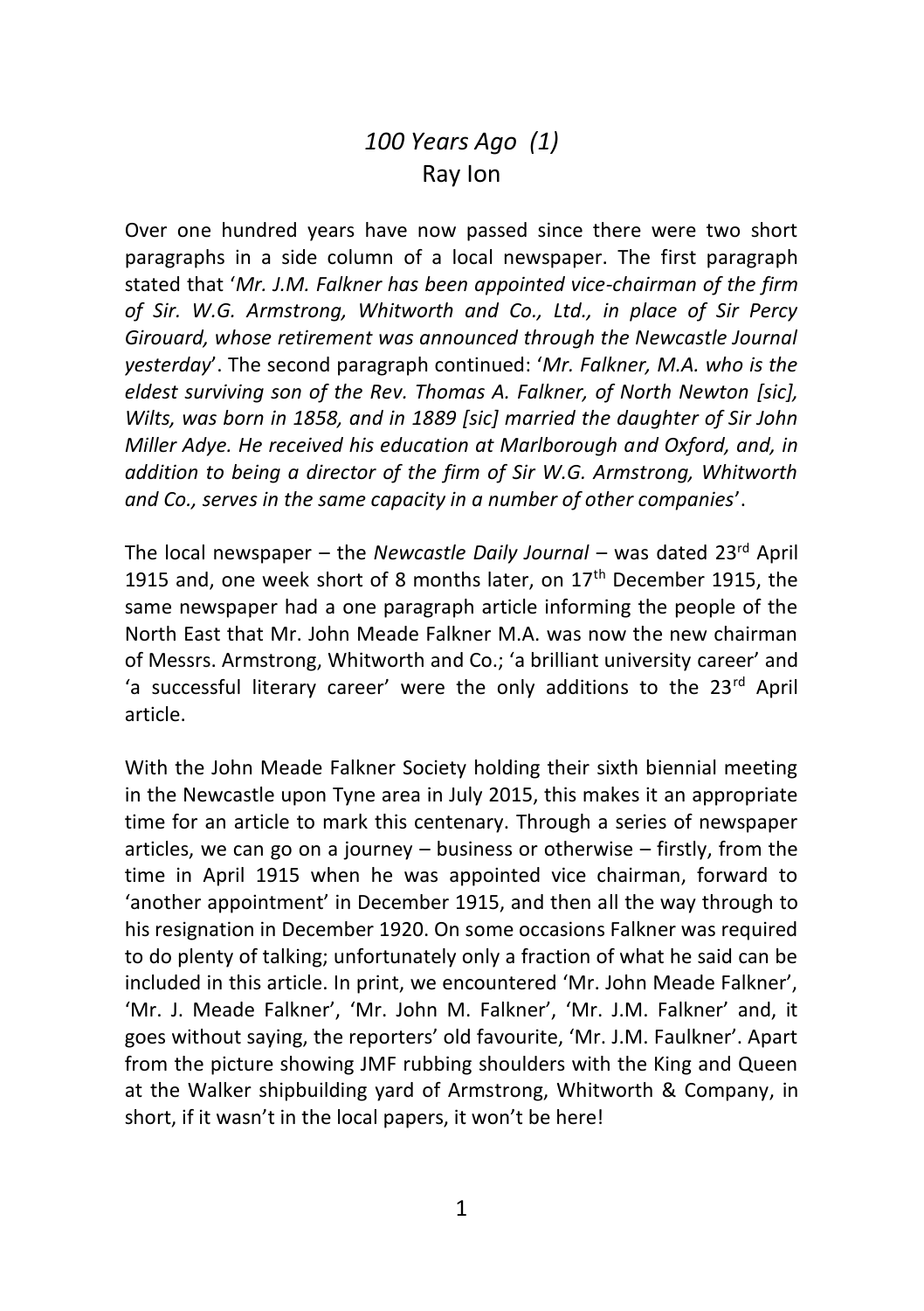# *100 Years Ago (1)*

Ray Ion

Over one hundred years have now passed since there were two short paragraphs in a side column of a local newspaper. The first paragraph stated that '*Mr. J.M. Falkner has been appointed vice-chairman of the firm of Sir. W.G. Armstrong, Whitworth and Co., Ltd., in place of Sir Percy Girouard, whose retirement was announced through the Newcastle Journal yesterday*'. The second paragraph continued: '*Mr. Falkner, M.A. who is the eldest surviving son of the Rev. Thomas A. Falkner, of North Newton [sic], Wilts, was born in 1858, and in 1889 [sic] married the daughter of Sir John Miller Adye. He received his education at Marlborough and Oxford, and, in addition to being a director of the firm of Sir W.G. Armstrong, Whitworth and Co., serves in the same capacity in a number of other companies*'.

The local newspaper – the *Newcastle Daily Journal* – was dated 23rd April 1915 and, one week short of 8 months later, on 17th December 1915, the same newspaper had a one paragraph article informing the people of the North East that Mr. John Meade Falkner M.A. was now the new chairman of Messrs. Armstrong, Whitworth and Co.; 'a brilliant university career' and 'a successful literary career' were the only additions to the 23rd April article.

With the John Meade Falkner Society holding their sixth biennial meeting in the Newcastle upon Tyne area in July 2015, this makes it an appropriate time for an article to mark this centenary. Through a series of newspaper articles, we can go on a journey – business or otherwise – firstly, from the time in April 1915 when he was appointed vice chairman, forward to 'another appointment' in December 1915, and then all the way through to his resignation in December 1920. On some occasions Falkner was required to do plenty of talking; unfortunately only a fraction of what he said can be included in this article. In print, we encountered 'Mr. John Meade Falkner', 'Mr. J. Meade Falkner', 'Mr. John M. Falkner', 'Mr. J.M. Falkner' and, it goes without saying, the reporters' old favourite, 'Mr. J.M. Faulkner'. Apart from the picture showing JMF rubbing shoulders with the King and Queen at the Walker shipbuilding yard of Armstrong, Whitworth & Company, in short, if it wasn't in the local papers, it won't be here!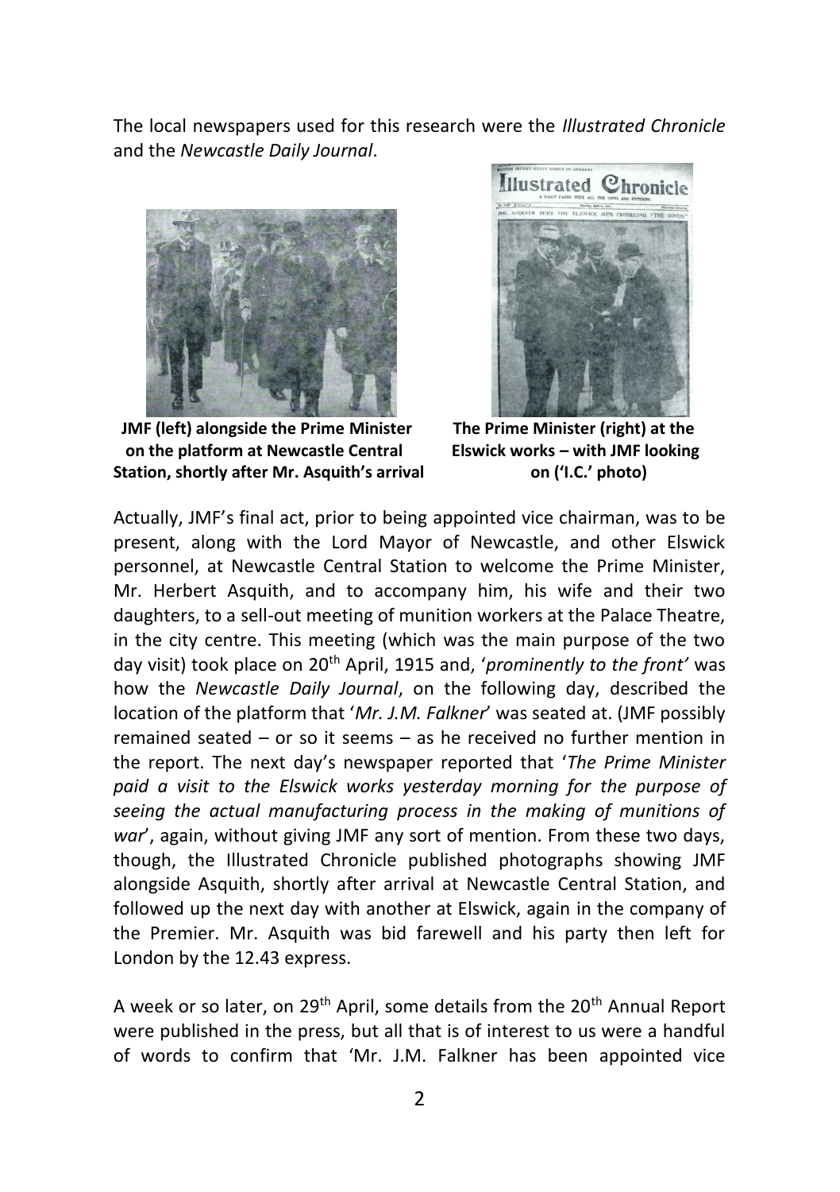The local newspapers used for this research were the *Illustrated Chronicle* and the *Newcastle Daily Journal*.

**JMF (left) alongside the Prime Minister on the platform at Newcastle Central Station, shortly after Mr. Asquith's arrival**

**The Prime Minister (right) at the Elswick works – with JMF looking on ('I.C.' photo)**

Actually, JMF's final act, prior to being appointed vice chairman, was to be present, along with the Lord Mayor of Newcastle, and other Elswick personnel, at Newcastle Central Station to welcome the Prime Minister, Mr. Herbert Asquith, and to accompany him, his wife and their two daughters, to a sell-out meeting of munition workers at the Palace Theatre, in the city centre. This meeting (which was the main purpose of the two day visit) took place on 20th April, 1915 and, '*prominently to the front'* was how the *Newcastle Daily Journal*, on the following day, described the location of the platform that '*Mr. J.M. Falkner*' was seated at. (JMF possibly remained seated – or so it seems – as he received no further mention in the report. The next day's newspaper reported that '*The Prime Minister paid a visit to the Elswick works yesterday morning for the purpose of seeing the actual manufacturing process in the making of munitions of war*', again, without giving JMF any sort of mention. From these two days, though, the Illustrated Chronicle published photographs showing JMF alongside Asquith, shortly after arrival at Newcastle Central Station, and followed up the next day with another at Elswick, again in the company of the Premier. Mr. Asquith was bid farewell and his party then left for London by the 12.43 express.

A week or so later, on 29th April, some details from the 20th Annual Report were published in the press, but all that is of interest to us were a handful of words to confirm that 'Mr. J.M. Falkner has been appointed vice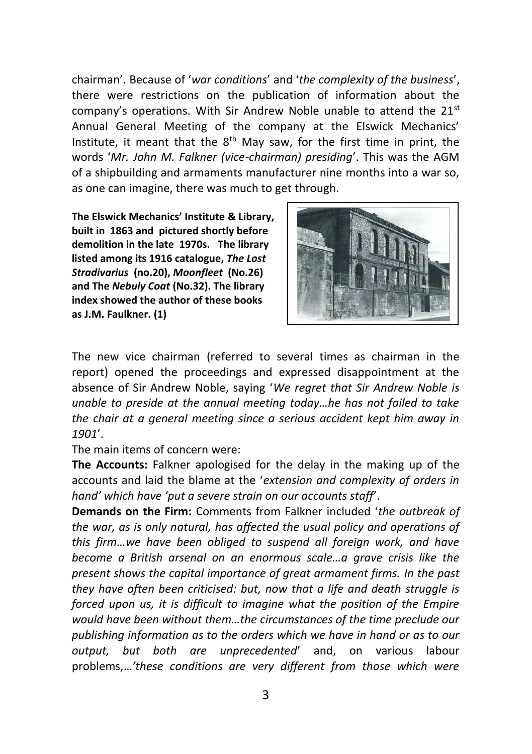chairman'. Because of '*war conditions*' and '*the complexity of the business*', there were restrictions on the publication of information about the company's operations. With Sir Andrew Noble unable to attend the 21st Annual General Meeting of the company at the Elswick Mechanics' Institute, it meant that the 8th May saw, for the first time in print, the words '*Mr. John M. Falkner (vice-chairman) presiding*'. This was the AGM of a shipbuilding and armaments manufacturer nine months into a war so, as one can imagine, there was much to get through.

**The Elswick Mechanics' Institute & Library, built in 1863 and pictured shortly before demolition in the late 1970s. The library listed among its 1916 catalogue, *The Lost Stradivarius* (no.20), *Moonfleet* (No.26) and The *Nebuly Coat* (No.32). The library index showed the author of these books as J.M. Faulkner. (1)**

The new vice chairman (referred to several times as chairman in the report) opened the proceedings and expressed disappointment at the absence of Sir Andrew Noble, saying '*We regret that Sir Andrew Noble is unable to preside at the annual meeting today…he has not failed to take the chair at a general meeting since a serious accident kept him away in 1901*'.

The main items of concern were:

**The Accounts:** Falkner apologised for the delay in the making up of the accounts and laid the blame at the '*extension and complexity of orders in hand' which have 'put a severe strain on our accounts staff*'.

**Demands on the Firm:** Comments from Falkner included '*the outbreak of the war, as is only natural, has affected the usual policy and operations of this firm…we have been obliged to suspend all foreign work, and have become a British arsenal on an enormous scale…a grave crisis like the present shows the capital importance of great armament firms. In the past they have often been criticised: but, now that a life and death struggle is forced upon us, it is difficult to imagine what the position of the Empire would have been without them…the circumstances of the time preclude our publishing information as to the orders which we have in hand or as to our output, but both are unprecedented*' and, on various labour problems,…*'these conditions are very different from those which were*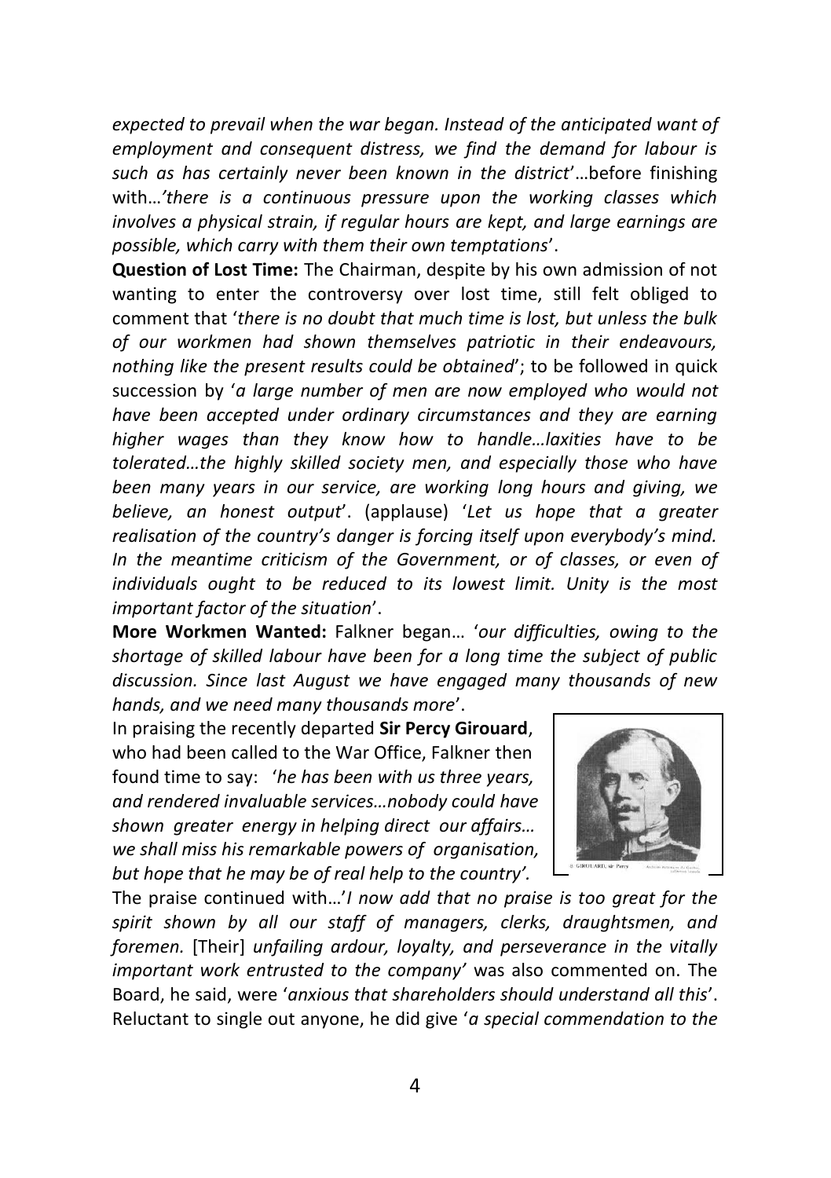*expected to prevail when the war began. Instead of the anticipated want of employment and consequent distress, we find the demand for labour is such as has certainly never been known in the district*'…before finishing with…*'there is a continuous pressure upon the working classes which involves a physical strain, if regular hours are kept, and large earnings are possible, which carry with them their own temptations*'.

**Question of Lost Time:** The Chairman, despite by his own admission of not wanting to enter the controversy over lost time, still felt obliged to comment that '*there is no doubt that much time is lost, but unless the bulk of our workmen had shown themselves patriotic in their endeavours, nothing like the present results could be obtained*'; to be followed in quick succession by '*a large number of men are now employed who would not have been accepted under ordinary circumstances and they are earning higher wages than they know how to handle…laxities have to be tolerated…the highly skilled society men, and especially those who have been many years in our service, are working long hours and giving, we believe, an honest output*'. (applause) '*Let us hope that a greater realisation of the country's danger is forcing itself upon everybody's mind. In the meantime criticism of the Government, or of classes, or even of individuals ought to be reduced to its lowest limit. Unity is the most important factor of the situation*'.

**More Workmen Wanted:** Falkner began… '*our difficulties, owing to the shortage of skilled labour have been for a long time the subject of public discussion. Since last August we have engaged many thousands of new hands, and we need many thousands more*'.

In praising the recently departed **Sir Percy Girouard**, who had been called to the War Office, Falkner then found time to say: '*he has been with us three years, and rendered invaluable services…nobody could have shown greater energy in helping direct our affairs… we shall miss his remarkable powers of organisation, but hope that he may be of real help to the country'.*

GIROUARD, Sir Percy

The praise continued with…'*I now add that no praise is too great for the spirit shown by all our staff of managers, clerks, draughtsmen, and foremen.* [Their] *unfailing ardour, loyalty, and perseverance in the vitally important work entrusted to the company'* was also commented on. The Board, he said, were '*anxious that shareholders should understand all this*'. Reluctant to single out anyone, he did give '*a special commendation to the*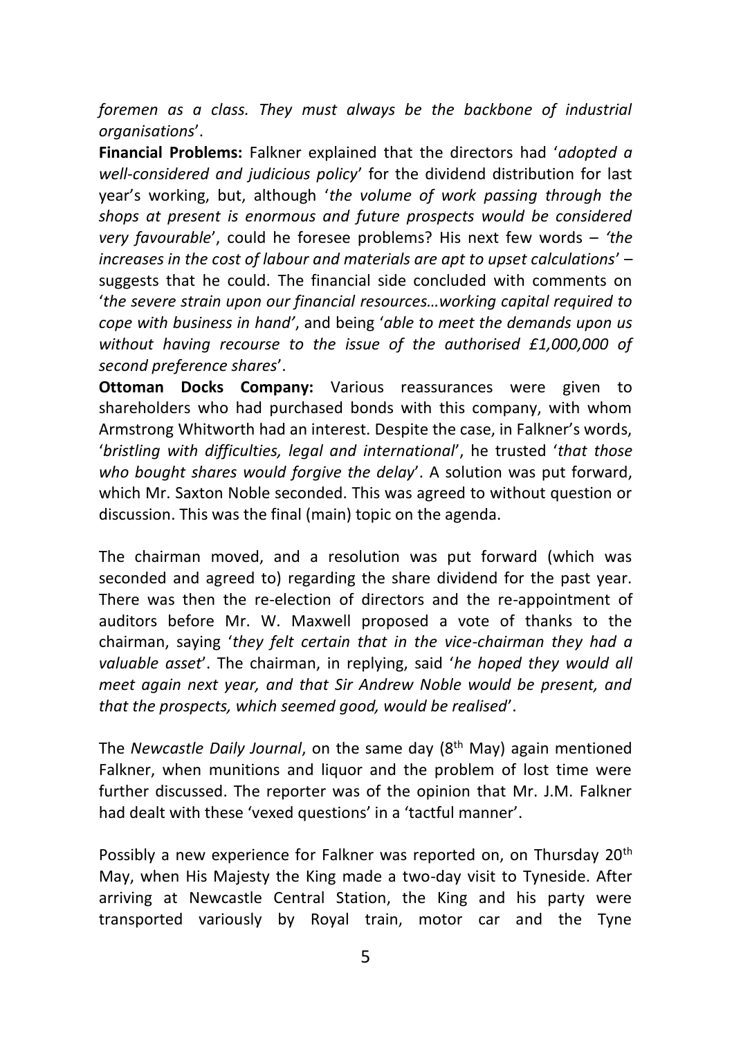*foremen as a class. They must always be the backbone of industrial organisations*'.

**Financial Problems:** Falkner explained that the directors had '*adopted a well-considered and judicious policy*' for the dividend distribution for last year's working, but, although '*the volume of work passing through the shops at present is enormous and future prospects would be considered very favourable*', could he foresee problems? His next few words – *'the increases in the cost of labour and materials are apt to upset calculations*' – suggests that he could. The financial side concluded with comments on '*the severe strain upon our financial resources…working capital required to cope with business in hand'*, and being '*able to meet the demands upon us without having recourse to the issue of the authorised £1,000,000 of second preference shares*'.

**Ottoman Docks Company:** Various reassurances were given to shareholders who had purchased bonds with this company, with whom Armstrong Whitworth had an interest. Despite the case, in Falkner's words, '*bristling with difficulties, legal and international*', he trusted '*that those who bought shares would forgive the delay*'. A solution was put forward, which Mr. Saxton Noble seconded. This was agreed to without question or discussion. This was the final (main) topic on the agenda.

The chairman moved, and a resolution was put forward (which was seconded and agreed to) regarding the share dividend for the past year. There was then the re-election of directors and the re-appointment of auditors before Mr. W. Maxwell proposed a vote of thanks to the chairman, saying '*they felt certain that in the vice-chairman they had a valuable asset*'. The chairman, in replying, said '*he hoped they would all meet again next year, and that Sir Andrew Noble would be present, and that the prospects, which seemed good, would be realised*'.

The *Newcastle Daily Journal*, on the same day (8th May) again mentioned Falkner, when munitions and liquor and the problem of lost time were further discussed. The reporter was of the opinion that Mr. J.M. Falkner had dealt with these 'vexed questions' in a 'tactful manner'.

Possibly a new experience for Falkner was reported on, on Thursday 20th May, when His Majesty the King made a two-day visit to Tyneside. After arriving at Newcastle Central Station, the King and his party were transported variously by Royal train, motor car and the Tyne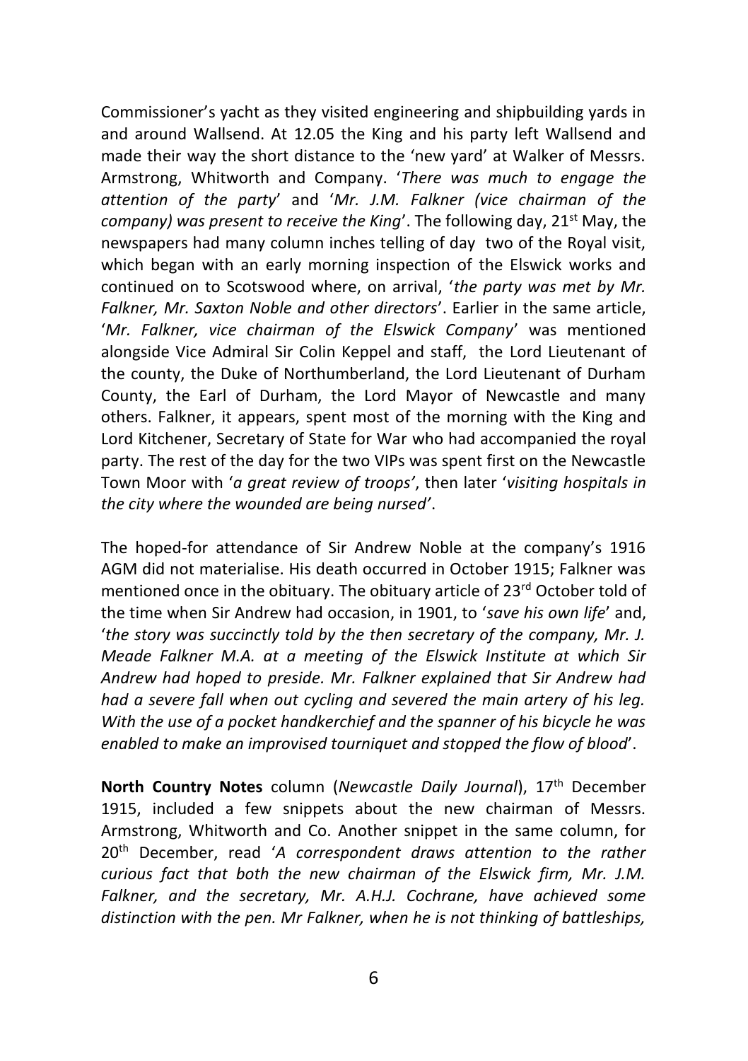Commissioner's yacht as they visited engineering and shipbuilding yards in and around Wallsend. At 12.05 the King and his party left Wallsend and made their way the short distance to the 'new yard' at Walker of Messrs. Armstrong, Whitworth and Company. '*There was much to engage the attention of the party*' and '*Mr. J.M. Falkner (vice chairman of the company) was present to receive the King*'. The following day, 21st May, the newspapers had many column inches telling of day two of the Royal visit, which began with an early morning inspection of the Elswick works and continued on to Scotswood where, on arrival, '*the party was met by Mr. Falkner, Mr. Saxton Noble and other directors*'. Earlier in the same article, '*Mr. Falkner, vice chairman of the Elswick Company*' was mentioned alongside Vice Admiral Sir Colin Keppel and staff, the Lord Lieutenant of the county, the Duke of Northumberland, the Lord Lieutenant of Durham County, the Earl of Durham, the Lord Mayor of Newcastle and many others. Falkner, it appears, spent most of the morning with the King and Lord Kitchener, Secretary of State for War who had accompanied the royal party. The rest of the day for the two VIPs was spent first on the Newcastle Town Moor with '*a great review of troops'*, then later '*visiting hospitals in the city where the wounded are being nursed'*.

The hoped-for attendance of Sir Andrew Noble at the company's 1916 AGM did not materialise. His death occurred in October 1915; Falkner was mentioned once in the obituary. The obituary article of 23rd October told of the time when Sir Andrew had occasion, in 1901, to '*save his own life*' and, '*the story was succinctly told by the then secretary of the company, Mr. J. Meade Falkner M.A. at a meeting of the Elswick Institute at which Sir Andrew had hoped to preside. Mr. Falkner explained that Sir Andrew had had a severe fall when out cycling and severed the main artery of his leg. With the use of a pocket handkerchief and the spanner of his bicycle he was enabled to make an improvised tourniquet and stopped the flow of blood*'.

**North Country Notes** column (*Newcastle Daily Journal*), 17th December 1915, included a few snippets about the new chairman of Messrs. Armstrong, Whitworth and Co. Another snippet in the same column, for 20th December, read '*A correspondent draws attention to the rather curious fact that both the new chairman of the Elswick firm, Mr. J.M. Falkner, and the secretary, Mr. A.H.J. Cochrane, have achieved some distinction with the pen. Mr Falkner, when he is not thinking of battleships,*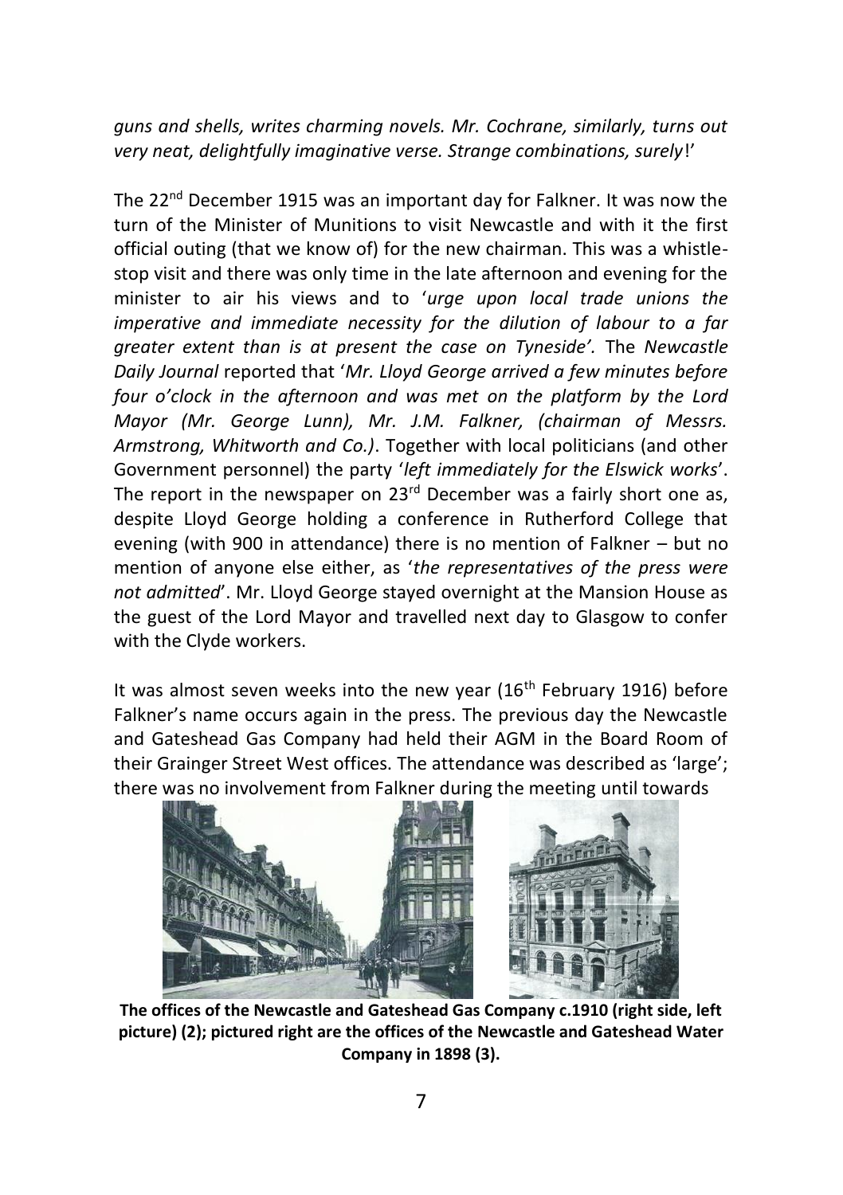*guns and shells, writes charming novels. Mr. Cochrane, similarly, turns out very neat, delightfully imaginative verse. Strange combinations, surely*!'

The 22nd December 1915 was an important day for Falkner. It was now the turn of the Minister of Munitions to visit Newcastle and with it the first official outing (that we know of) for the new chairman. This was a whistle-stop visit and there was only time in the late afternoon and evening for the minister to air his views and to '*urge upon local trade unions the imperative and immediate necessity for the dilution of labour to a far greater extent than is at present the case on Tyneside'.* The *Newcastle Daily Journal* reported that '*Mr. Lloyd George arrived a few minutes before four o'clock in the afternoon and was met on the platform by the Lord Mayor (Mr. George Lunn), Mr. J.M. Falkner, (chairman of Messrs. Armstrong, Whitworth and Co.)*. Together with local politicians (and other Government personnel) the party '*left immediately for the Elswick works*'. The report in the newspaper on 23rd December was a fairly short one as, despite Lloyd George holding a conference in Rutherford College that evening (with 900 in attendance) there is no mention of Falkner – but no mention of anyone else either, as '*the representatives of the press were not admitted*'. Mr. Lloyd George stayed overnight at the Mansion House as the guest of the Lord Mayor and travelled next day to Glasgow to confer with the Clyde workers.

It was almost seven weeks into the new year (16th February 1916) before Falkner's name occurs again in the press. The previous day the Newcastle and Gateshead Gas Company had held their AGM in the Board Room of their Grainger Street West offices. The attendance was described as 'large'; there was no involvement from Falkner during the meeting until towards

**The offices of the Newcastle and Gateshead Gas Company c.1910 (right side, left picture) (2); pictured right are the offices of the Newcastle and Gateshead Water Company in 1898 (3).**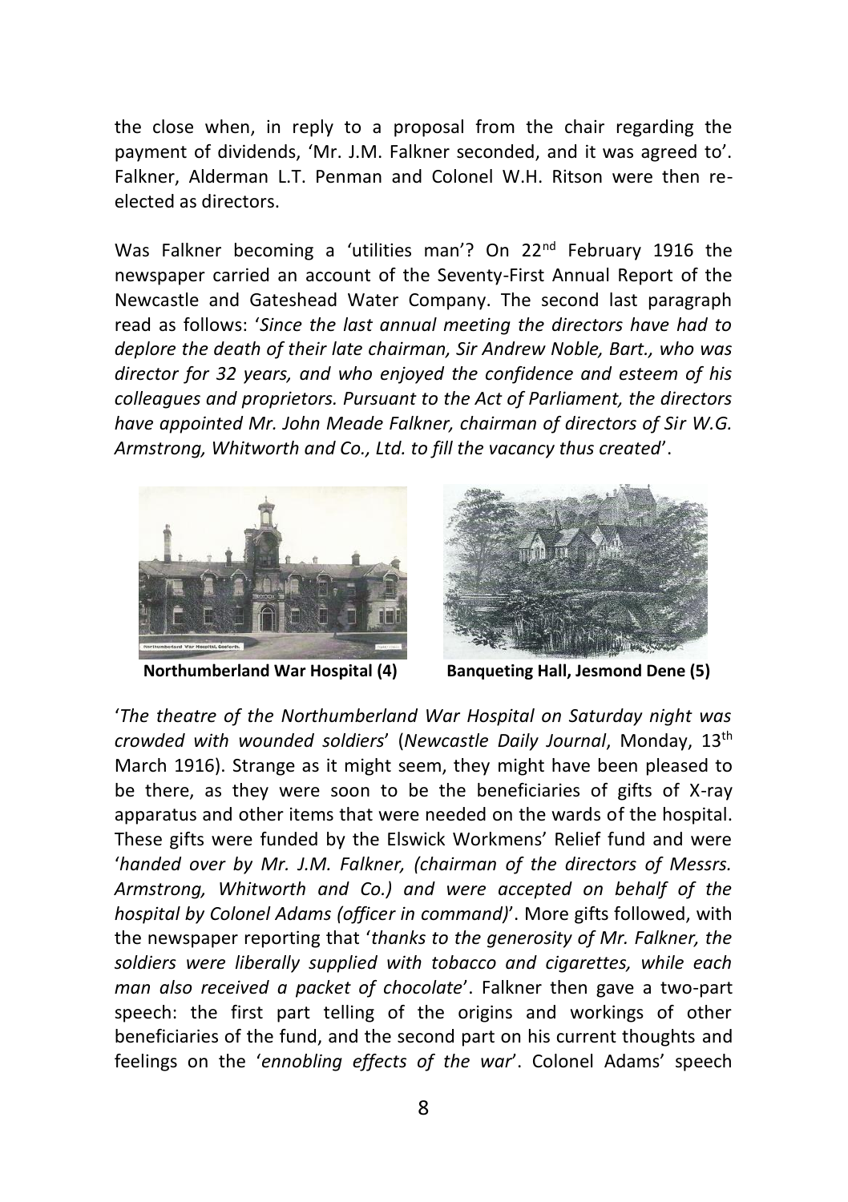the close when, in reply to a proposal from the chair regarding the payment of dividends, 'Mr. J.M. Falkner seconded, and it was agreed to'. Falkner, Alderman L.T. Penman and Colonel W.H. Ritson were then re-elected as directors.

Was Falkner becoming a 'utilities man'? On 22nd February 1916 the newspaper carried an account of the Seventy-First Annual Report of the Newcastle and Gateshead Water Company. The second last paragraph read as follows: '*Since the last annual meeting the directors have had to deplore the death of their late chairman, Sir Andrew Noble, Bart., who was director for 32 years, and who enjoyed the confidence and esteem of his colleagues and proprietors. Pursuant to the Act of Parliament, the directors have appointed Mr. John Meade Falkner, chairman of directors of Sir W.G. Armstrong, Whitworth and Co., Ltd. to fill the vacancy thus created*'.

**Northumberland War Hospital (4)**

**Banqueting Hall, Jesmond Dene (5)**

'*The theatre of the Northumberland War Hospital on Saturday night was crowded with wounded soldiers*' (*Newcastle Daily Journal*, Monday, 13th March 1916). Strange as it might seem, they might have been pleased to be there, as they were soon to be the beneficiaries of gifts of X-ray apparatus and other items that were needed on the wards of the hospital. These gifts were funded by the Elswick Workmens' Relief fund and were '*handed over by Mr. J.M. Falkner, (chairman of the directors of Messrs. Armstrong, Whitworth and Co.) and were accepted on behalf of the hospital by Colonel Adams (officer in command)*'. More gifts followed, with the newspaper reporting that '*thanks to the generosity of Mr. Falkner, the soldiers were liberally supplied with tobacco and cigarettes, while each man also received a packet of chocolate*'. Falkner then gave a two-part speech: the first part telling of the origins and workings of other beneficiaries of the fund, and the second part on his current thoughts and feelings on the '*ennobling effects of the war*'. Colonel Adams' speech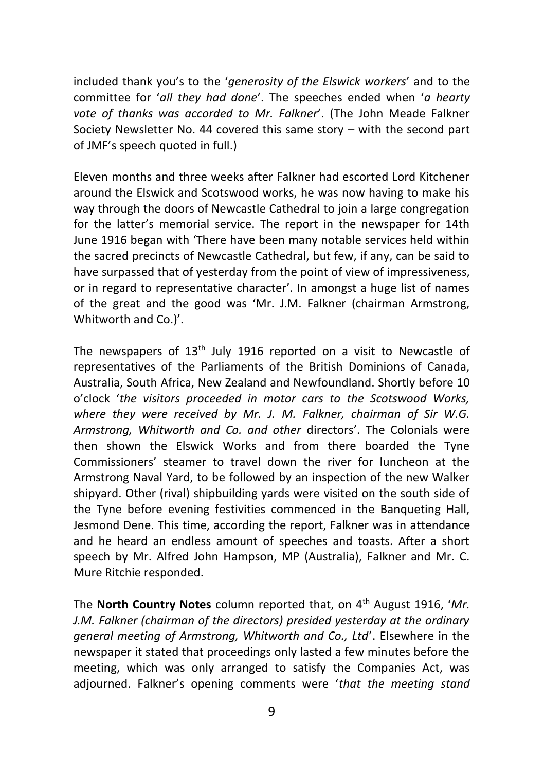included thank you's to the '*generosity of the Elswick workers*' and to the committee for '*all they had done*'. The speeches ended when '*a hearty vote of thanks was accorded to Mr. Falkner*'. (The John Meade Falkner Society Newsletter No. 44 covered this same story – with the second part of JMF's speech quoted in full.)

Eleven months and three weeks after Falkner had escorted Lord Kitchener around the Elswick and Scotswood works, he was now having to make his way through the doors of Newcastle Cathedral to join a large congregation for the latter's memorial service. The report in the newspaper for 14th June 1916 began with 'There have been many notable services held within the sacred precincts of Newcastle Cathedral, but few, if any, can be said to have surpassed that of yesterday from the point of view of impressiveness, or in regard to representative character'. In amongst a huge list of names of the great and the good was 'Mr. J.M. Falkner (chairman Armstrong, Whitworth and Co.)'.

The newspapers of 13th July 1916 reported on a visit to Newcastle of representatives of the Parliaments of the British Dominions of Canada, Australia, South Africa, New Zealand and Newfoundland. Shortly before 10 o'clock '*the visitors proceeded in motor cars to the Scotswood Works, where they were received by Mr. J. M. Falkner, chairman of Sir W.G. Armstrong, Whitworth and Co. and other* directors'. The Colonials were then shown the Elswick Works and from there boarded the Tyne Commissioners' steamer to travel down the river for luncheon at the Armstrong Naval Yard, to be followed by an inspection of the new Walker shipyard. Other (rival) shipbuilding yards were visited on the south side of the Tyne before evening festivities commenced in the Banqueting Hall, Jesmond Dene. This time, according the report, Falkner was in attendance and he heard an endless amount of speeches and toasts. After a short speech by Mr. Alfred John Hampson, MP (Australia), Falkner and Mr. C. Mure Ritchie responded.

The **North Country Notes** column reported that, on 4th August 1916, '*Mr. J.M. Falkner (chairman of the directors) presided yesterday at the ordinary general meeting of Armstrong, Whitworth and Co., Ltd*'. Elsewhere in the newspaper it stated that proceedings only lasted a few minutes before the meeting, which was only arranged to satisfy the Companies Act, was adjourned. Falkner's opening comments were '*that the meeting stand*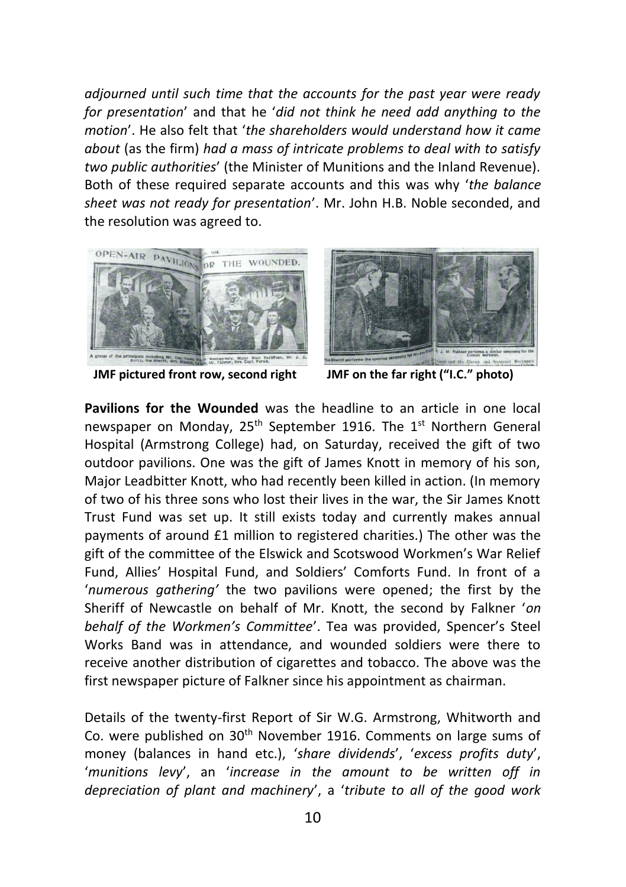*adjourned until such time that the accounts for the past year were ready for presentation*' and that he '*did not think he need add anything to the motion*'. He also felt that '*the shareholders would understand how it came about* (as the firm) *had a mass of intricate problems to deal with to satisfy two public authorities*' (the Minister of Munitions and the Inland Revenue). Both of these required separate accounts and this was why '*the balance sheet was not ready for presentation*'. Mr. John H.B. Noble seconded, and the resolution was agreed to.

**JMF pictured front row, second right** **JMF on the far right ("I.C." photo)**

**Pavilions for the Wounded** was the headline to an article in one local newspaper on Monday, 25th September 1916. The 1st Northern General Hospital (Armstrong College) had, on Saturday, received the gift of two outdoor pavilions. One was the gift of James Knott in memory of his son, Major Leadbitter Knott, who had recently been killed in action. (In memory of two of his three sons who lost their lives in the war, the Sir James Knott Trust Fund was set up. It still exists today and currently makes annual payments of around £1 million to registered charities.) The other was the gift of the committee of the Elswick and Scotswood Workmen's War Relief Fund, Allies' Hospital Fund, and Soldiers' Comforts Fund. In front of a '*numerous gathering'* the two pavilions were opened; the first by the Sheriff of Newcastle on behalf of Mr. Knott, the second by Falkner '*on behalf of the Workmen's Committee*'. Tea was provided, Spencer's Steel Works Band was in attendance, and wounded soldiers were there to receive another distribution of cigarettes and tobacco. The above was the first newspaper picture of Falkner since his appointment as chairman.

Details of the twenty-first Report of Sir W.G. Armstrong, Whitworth and Co. were published on 30th November 1916. Comments on large sums of money (balances in hand etc.), '*share dividends*', '*excess profits duty*', '*munitions levy*', an '*increase in the amount to be written off in depreciation of plant and machinery*', a '*tribute to all of the good work*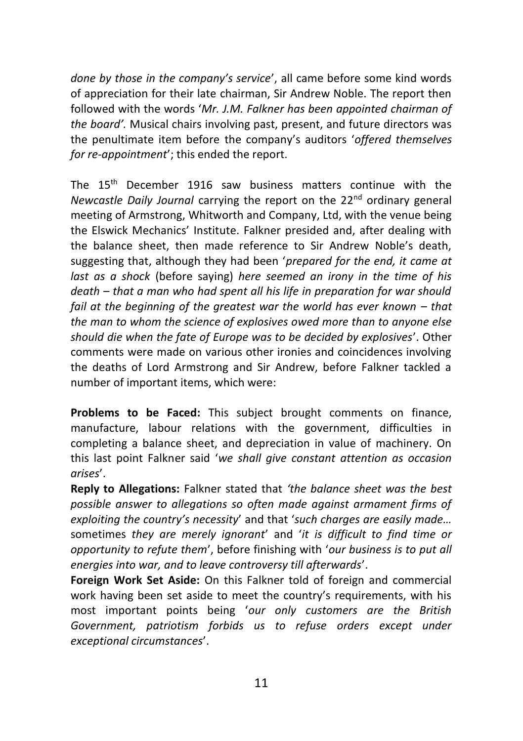*done by those in the company's service*', all came before some kind words of appreciation for their late chairman, Sir Andrew Noble. The report then followed with the words '*Mr. J.M. Falkner has been appointed chairman of the board'.* Musical chairs involving past, present, and future directors was the penultimate item before the company's auditors '*offered themselves for re-appointment*'; this ended the report.

The 15th December 1916 saw business matters continue with the *Newcastle Daily Journal* carrying the report on the 22nd ordinary general meeting of Armstrong, Whitworth and Company, Ltd, with the venue being the Elswick Mechanics' Institute. Falkner presided and, after dealing with the balance sheet, then made reference to Sir Andrew Noble's death, suggesting that, although they had been '*prepared for the end, it came at last as a shock* (before saying) *here seemed an irony in the time of his death – that a man who had spent all his life in preparation for war should fail at the beginning of the greatest war the world has ever known – that the man to whom the science of explosives owed more than to anyone else should die when the fate of Europe was to be decided by explosives*'. Other comments were made on various other ironies and coincidences involving the deaths of Lord Armstrong and Sir Andrew, before Falkner tackled a number of important items, which were:

**Problems to be Faced:** This subject brought comments on finance, manufacture, labour relations with the government, difficulties in completing a balance sheet, and depreciation in value of machinery. On this last point Falkner said '*we shall give constant attention as occasion arises*'.

**Reply to Allegations:** Falkner stated that *'the balance sheet was the best possible answer to allegations so often made against armament firms of exploiting the country's necessity*' and that '*such charges are easily made…* sometimes *they are merely ignorant*' and '*it is difficult to find time or opportunity to refute them*', before finishing with '*our business is to put all energies into war, and to leave controversy till afterwards*'.

**Foreign Work Set Aside:** On this Falkner told of foreign and commercial work having been set aside to meet the country's requirements, with his most important points being '*our only customers are the British Government, patriotism forbids us to refuse orders except under exceptional circumstances*'.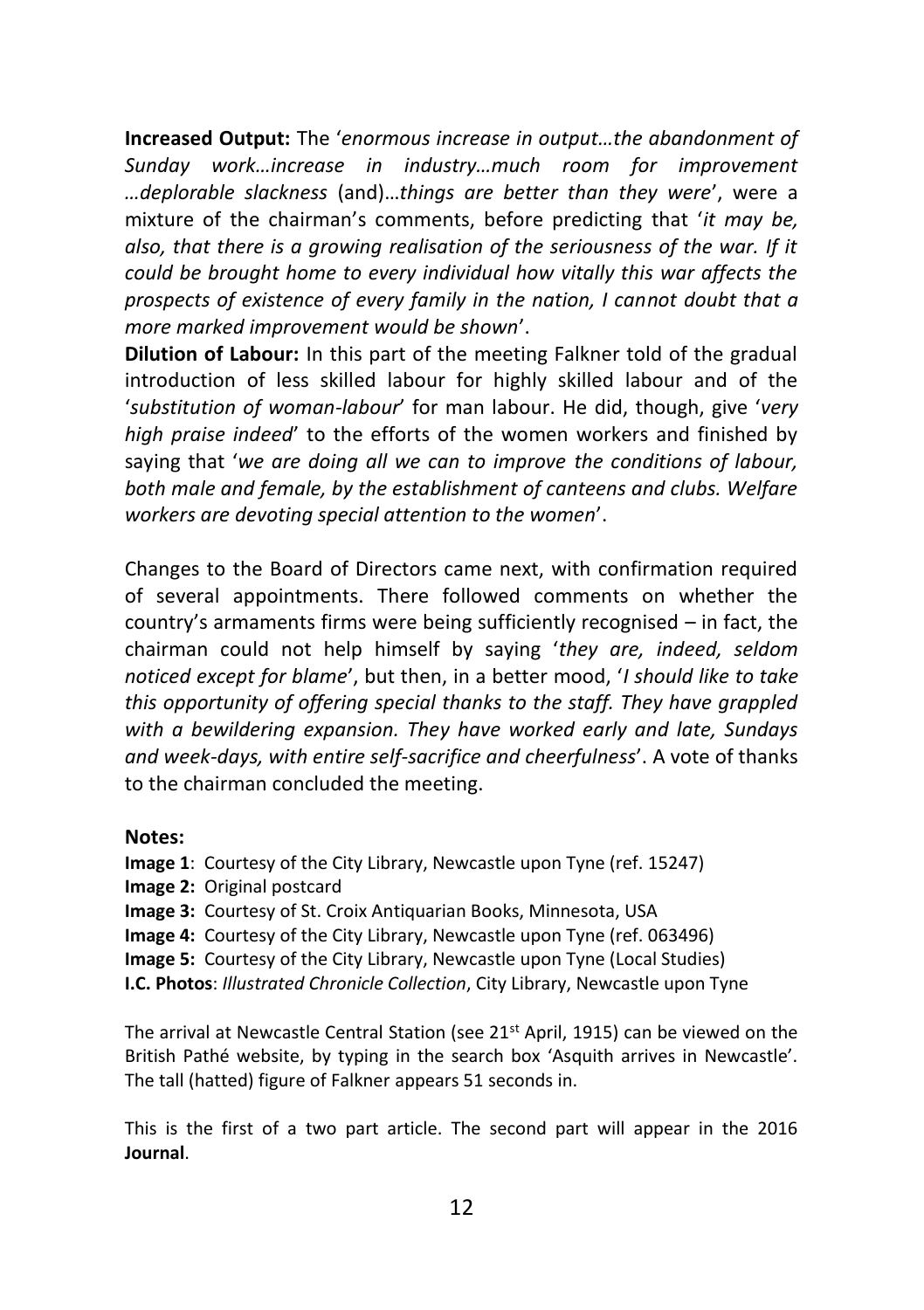**Increased Output:** The '*enormous increase in output…the abandonment of Sunday work…increase in industry…much room for improvement …deplorable slackness* (and)…*things are better than they were*', were a mixture of the chairman's comments, before predicting that '*it may be, also, that there is a growing realisation of the seriousness of the war. If it could be brought home to every individual how vitally this war affects the prospects of existence of every family in the nation, I cannot doubt that a more marked improvement would be shown*'.

**Dilution of Labour:** In this part of the meeting Falkner told of the gradual introduction of less skilled labour for highly skilled labour and of the '*substitution of woman-labour*' for man labour. He did, though, give '*very high praise indeed*' to the efforts of the women workers and finished by saying that '*we are doing all we can to improve the conditions of labour, both male and female, by the establishment of canteens and clubs. Welfare workers are devoting special attention to the women*'.

Changes to the Board of Directors came next, with confirmation required of several appointments. There followed comments on whether the country's armaments firms were being sufficiently recognised – in fact, the chairman could not help himself by saying '*they are, indeed, seldom noticed except for blame*', but then, in a better mood, '*I should like to take this opportunity of offering special thanks to the staff. They have grappled with a bewildering expansion. They have worked early and late, Sundays and week-days, with entire self-sacrifice and cheerfulness*'. A vote of thanks to the chairman concluded the meeting.

### Notes:

**Image 1**: Courtesy of the City Library, Newcastle upon Tyne (ref. 15247)
**Image 2:** Original postcard
**Image 3:** Courtesy of St. Croix Antiquarian Books, Minnesota, USA
**Image 4:** Courtesy of the City Library, Newcastle upon Tyne (ref. 063496)
**Image 5:** Courtesy of the City Library, Newcastle upon Tyne (Local Studies)
**I.C. Photos**: *Illustrated Chronicle Collection*, City Library, Newcastle upon Tyne

The arrival at Newcastle Central Station (see 21st April, 1915) can be viewed on the British Pathé website, by typing in the search box 'Asquith arrives in Newcastle'. The tall (hatted) figure of Falkner appears 51 seconds in.

This is the first of a two part article. The second part will appear in the 2016 **Journal**.